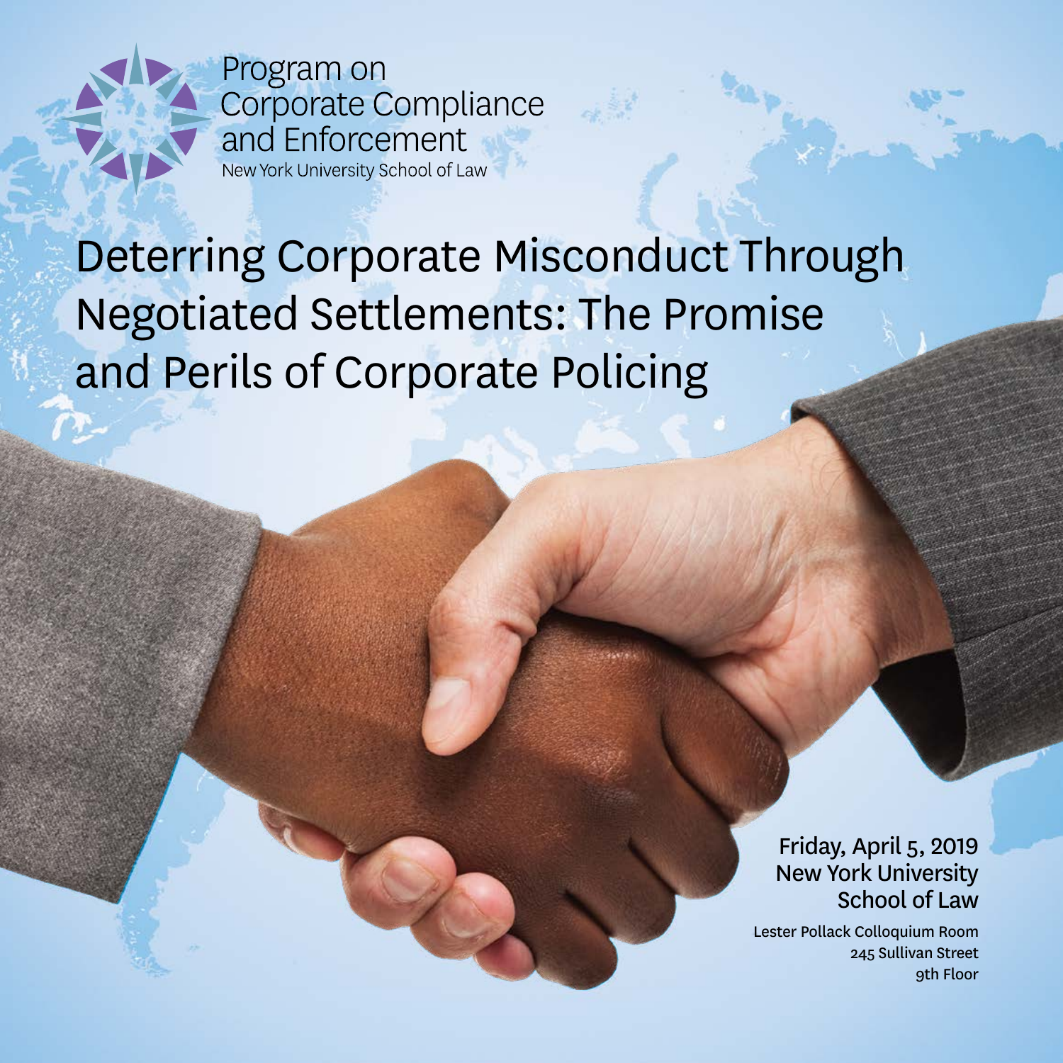Program on
Corporate Compliance
and Enforcement
New York University School of Law

# Deterring Corporate Misconduct Through Negotiated Settlements: The Promise and Perils of Corporate Policing

Friday, April 5, 2019
New York University
School of Law

Lester Pollack Colloquium Room
245 Sullivan Street
9th Floor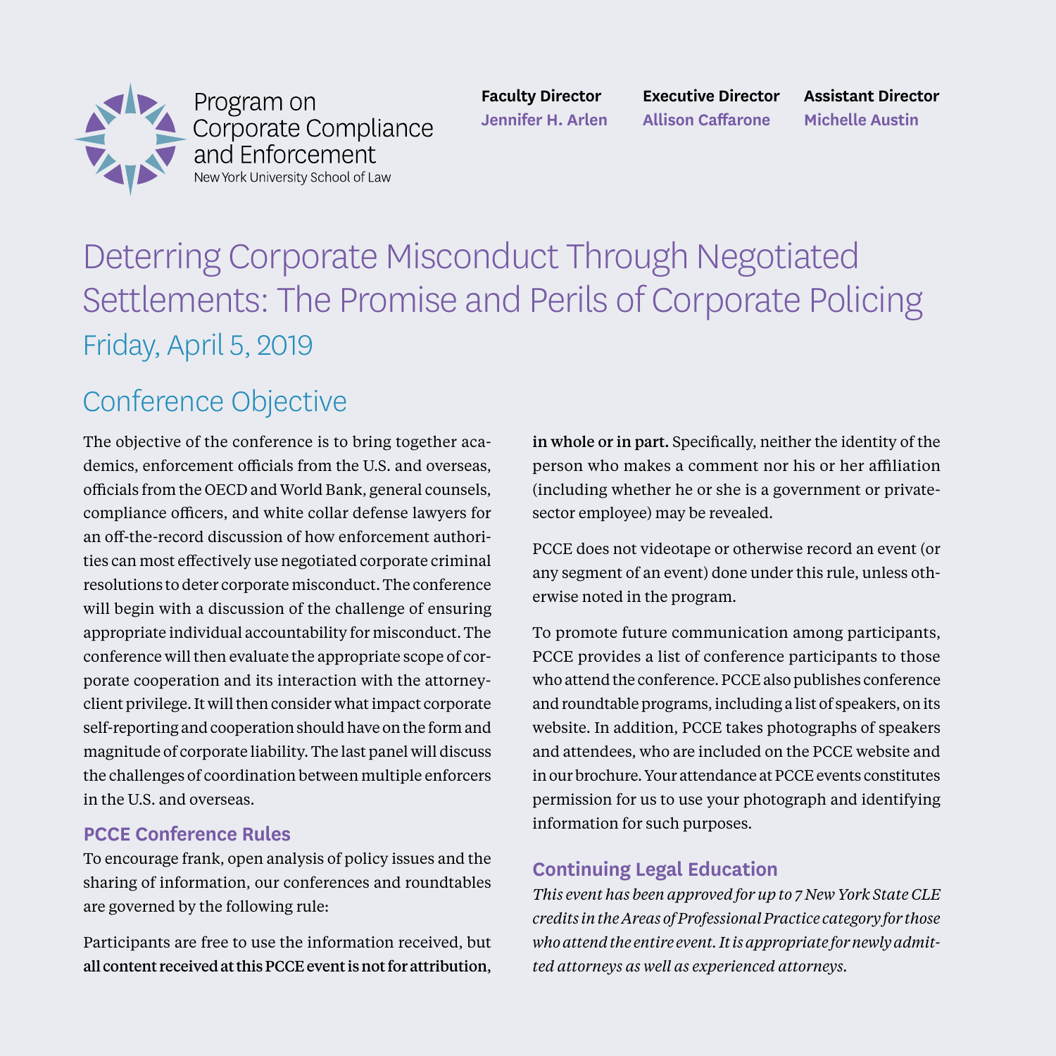Program on Corporate Compliance and Enforcement
New York University School of Law

**Faculty Director**
Jennifer H. Arlen

**Executive Director**
Allison Caffarone

**Assistant Director**
Michelle Austin

# Deterring Corporate Misconduct Through Negotiated Settlements: The Promise and Perils of Corporate Policing

## Friday, April 5, 2019

## Conference Objective

The objective of the conference is to bring together academics, enforcement officials from the U.S. and overseas, officials from the OECD and World Bank, general counsels, compliance officers, and white collar defense lawyers for an off-the-record discussion of how enforcement authorities can most effectively use negotiated corporate criminal resolutions to deter corporate misconduct. The conference will begin with a discussion of the challenge of ensuring appropriate individual accountability for misconduct. The conference will then evaluate the appropriate scope of corporate cooperation and its interaction with the attorney-client privilege. It will then consider what impact corporate self-reporting and cooperation should have on the form and magnitude of corporate liability. The last panel will discuss the challenges of coordination between multiple enforcers in the U.S. and overseas.

### PCCE Conference Rules

To encourage frank, open analysis of policy issues and the sharing of information, our conferences and roundtables are governed by the following rule:

Participants are free to use the information received, but **all content received at this PCCE event is not for attribution, in whole or in part.** Specifically, neither the identity of the person who makes a comment nor his or her affiliation (including whether he or she is a government or private-sector employee) may be revealed.

PCCE does not videotape or otherwise record an event (or any segment of an event) done under this rule, unless otherwise noted in the program.

To promote future communication among participants, PCCE provides a list of conference participants to those who attend the conference. PCCE also publishes conference and roundtable programs, including a list of speakers, on its website. In addition, PCCE takes photographs of speakers and attendees, who are included on the PCCE website and in our brochure. Your attendance at PCCE events constitutes permission for us to use your photograph and identifying information for such purposes.

### Continuing Legal Education

*This event has been approved for up to 7 New York State CLE credits in the Areas of Professional Practice category for those who attend the entire event. It is appropriate for newly admitted attorneys as well as experienced attorneys.*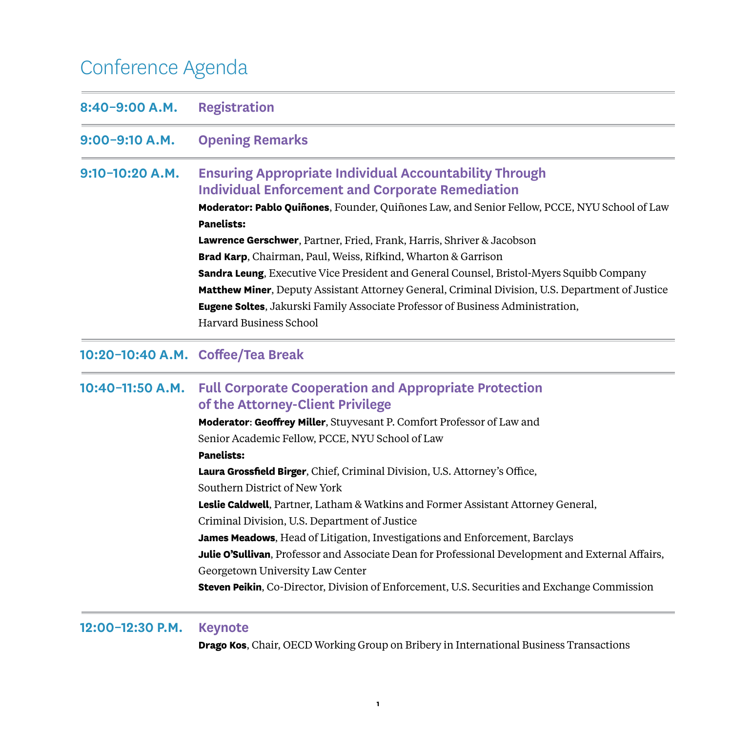# Conference Agenda

**8:40–9:00 A.M.** **Registration**

**9:00–9:10 A.M.** **Opening Remarks**

**9:10–10:20 A.M.** **Ensuring Appropriate Individual Accountability Through Individual Enforcement and Corporate Remediation**

**Moderator: Pablo Quiñones**, Founder, Quiñones Law, and Senior Fellow, PCCE, NYU School of Law

**Panelists:**

**Lawrence Gerschwer**, Partner, Fried, Frank, Harris, Shriver & Jacobson

**Brad Karp**, Chairman, Paul, Weiss, Rifkind, Wharton & Garrison

**Sandra Leung**, Executive Vice President and General Counsel, Bristol-Myers Squibb Company

**Matthew Miner**, Deputy Assistant Attorney General, Criminal Division, U.S. Department of Justice

**Eugene Soltes**, Jakurski Family Associate Professor of Business Administration, Harvard Business School

**10:20–10:40 A.M.** **Coffee/Tea Break**

**10:40–11:50 A.M.** **Full Corporate Cooperation and Appropriate Protection of the Attorney-Client Privilege**

**Moderator**: **Geoffrey Miller**, Stuyvesant P. Comfort Professor of Law and Senior Academic Fellow, PCCE, NYU School of Law

**Panelists:**

**Laura Grossfield Birger**, Chief, Criminal Division, U.S. Attorney's Office, Southern District of New York

**Leslie Caldwell**, Partner, Latham & Watkins and Former Assistant Attorney General, Criminal Division, U.S. Department of Justice

**James Meadows**, Head of Litigation, Investigations and Enforcement, Barclays

**Julie O'Sullivan**, Professor and Associate Dean for Professional Development and External Affairs, Georgetown University Law Center

**Steven Peikin**, Co-Director, Division of Enforcement, U.S. Securities and Exchange Commission

**12:00–12:30 P.M.** **Keynote**

**Drago Kos**, Chair, OECD Working Group on Bribery in International Business Transactions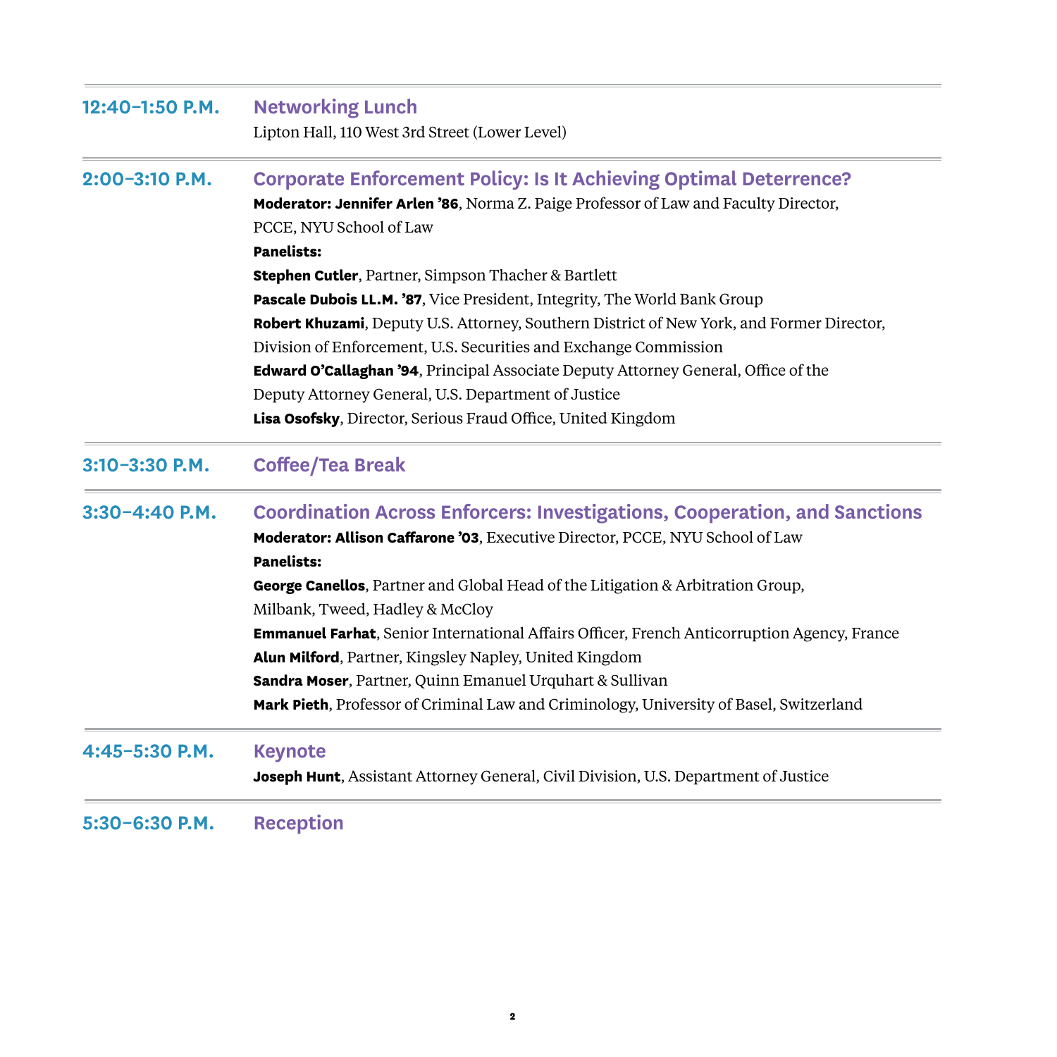**12:40–1:50 P.M.** **Networking Lunch**

Lipton Hall, 110 West 3rd Street (Lower Level)

---

**2:00–3:10 P.M.** **Corporate Enforcement Policy: Is It Achieving Optimal Deterrence?**

**Moderator: Jennifer Arlen '86**, Norma Z. Paige Professor of Law and Faculty Director, PCCE, NYU School of Law

**Panelists:**

**Stephen Cutler**, Partner, Simpson Thacher & Bartlett

**Pascale Dubois LL.M. '87**, Vice President, Integrity, The World Bank Group

**Robert Khuzami**, Deputy U.S. Attorney, Southern District of New York, and Former Director, Division of Enforcement, U.S. Securities and Exchange Commission

**Edward O'Callaghan '94**, Principal Associate Deputy Attorney General, Office of the Deputy Attorney General, U.S. Department of Justice

**Lisa Osofsky**, Director, Serious Fraud Office, United Kingdom

---

**3:10–3:30 P.M.** **Coffee/Tea Break**

---

**3:30–4:40 P.M.** **Coordination Across Enforcers: Investigations, Cooperation, and Sanctions**

**Moderator: Allison Caffarone '03**, Executive Director, PCCE, NYU School of Law

**Panelists:**

**George Canellos**, Partner and Global Head of the Litigation & Arbitration Group, Milbank, Tweed, Hadley & McCloy

**Emmanuel Farhat**, Senior International Affairs Officer, French Anticorruption Agency, France

**Alun Milford**, Partner, Kingsley Napley, United Kingdom

**Sandra Moser**, Partner, Quinn Emanuel Urquhart & Sullivan

**Mark Pieth**, Professor of Criminal Law and Criminology, University of Basel, Switzerland

---

**4:45–5:30 P.M.** **Keynote**

**Joseph Hunt**, Assistant Attorney General, Civil Division, U.S. Department of Justice

---

**5:30–6:30 P.M.** **Reception**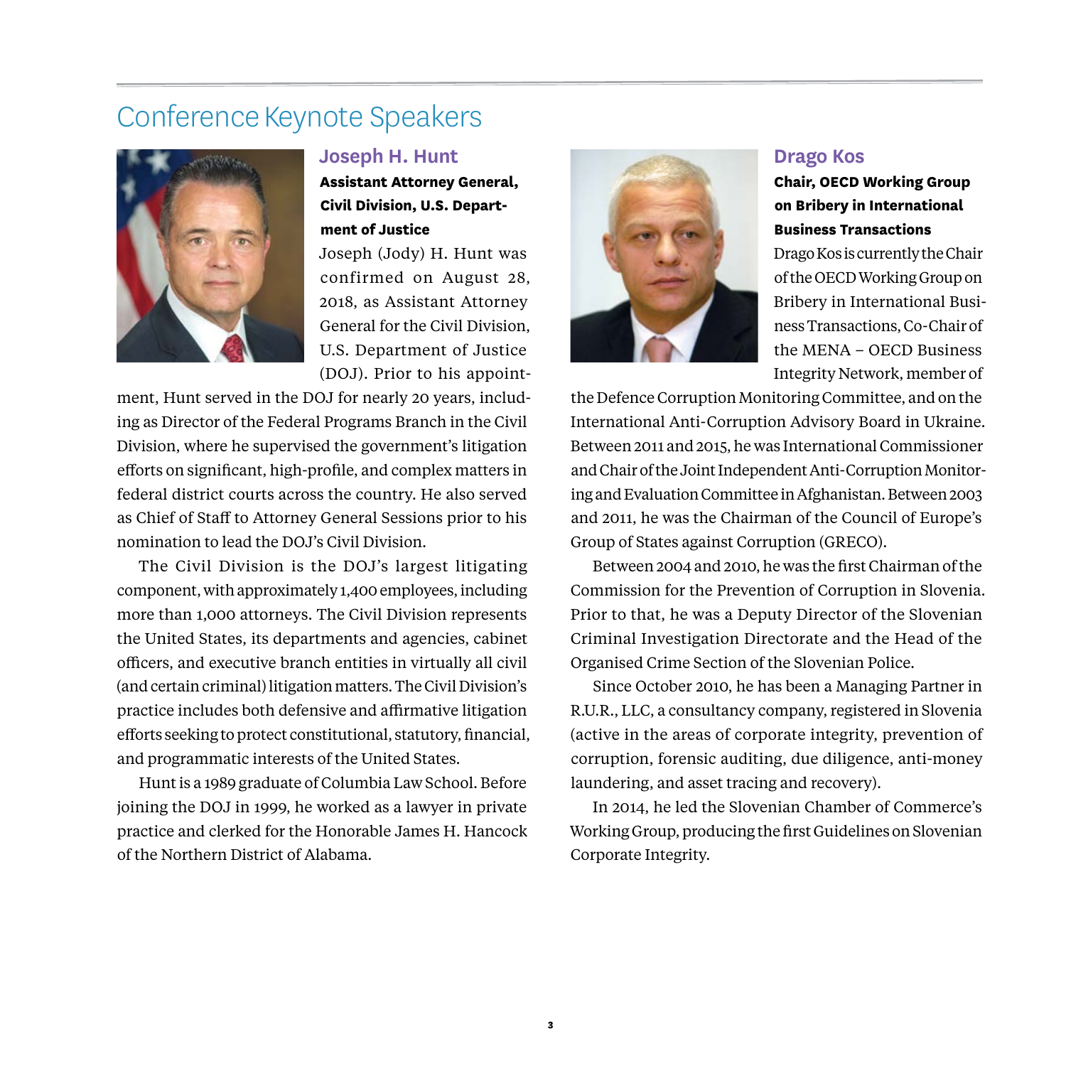# Conference Keynote Speakers

## Joseph H. Hunt

**Assistant Attorney General, Civil Division, U.S. Department of Justice**

Joseph (Jody) H. Hunt was confirmed on August 28, 2018, as Assistant Attorney General for the Civil Division, U.S. Department of Justice (DOJ). Prior to his appointment, Hunt served in the DOJ for nearly 20 years, including as Director of the Federal Programs Branch in the Civil Division, where he supervised the government's litigation efforts on significant, high-profile, and complex matters in federal district courts across the country. He also served as Chief of Staff to Attorney General Sessions prior to his nomination to lead the DOJ's Civil Division.

The Civil Division is the DOJ's largest litigating component, with approximately 1,400 employees, including more than 1,000 attorneys. The Civil Division represents the United States, its departments and agencies, cabinet officers, and executive branch entities in virtually all civil (and certain criminal) litigation matters. The Civil Division's practice includes both defensive and affirmative litigation efforts seeking to protect constitutional, statutory, financial, and programmatic interests of the United States.

Hunt is a 1989 graduate of Columbia Law School. Before joining the DOJ in 1999, he worked as a lawyer in private practice and clerked for the Honorable James H. Hancock of the Northern District of Alabama.

## Drago Kos

**Chair, OECD Working Group on Bribery in International Business Transactions**

Drago Kos is currently the Chair of the OECD Working Group on Bribery in International Business Transactions, Co-Chair of the MENA – OECD Business Integrity Network, member of the Defence Corruption Monitoring Committee, and on the International Anti-Corruption Advisory Board in Ukraine. Between 2011 and 2015, he was International Commissioner and Chair of the Joint Independent Anti-Corruption Monitoring and Evaluation Committee in Afghanistan. Between 2003 and 2011, he was the Chairman of the Council of Europe's Group of States against Corruption (GRECO).

Between 2004 and 2010, he was the first Chairman of the Commission for the Prevention of Corruption in Slovenia. Prior to that, he was a Deputy Director of the Slovenian Criminal Investigation Directorate and the Head of the Organised Crime Section of the Slovenian Police.

Since October 2010, he has been a Managing Partner in R.U.R., LLC, a consultancy company, registered in Slovenia (active in the areas of corporate integrity, prevention of corruption, forensic auditing, due diligence, anti-money laundering, and asset tracing and recovery).

In 2014, he led the Slovenian Chamber of Commerce's Working Group, producing the first Guidelines on Slovenian Corporate Integrity.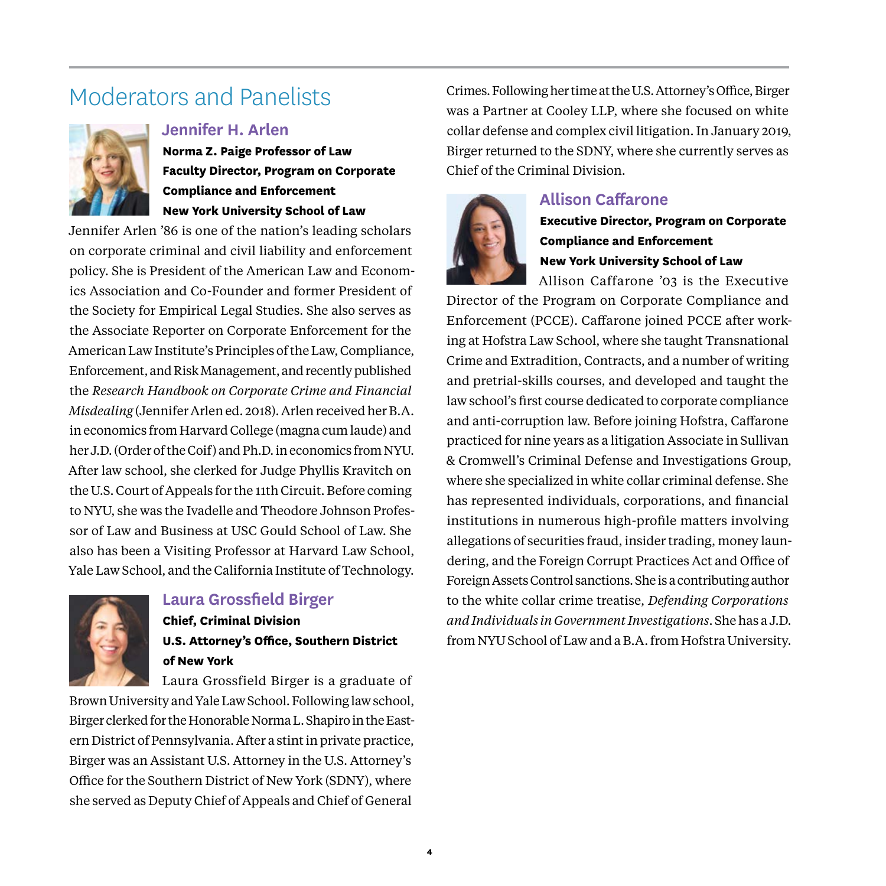# Moderators and Panelists

### Jennifer H. Arlen

**Norma Z. Paige Professor of Law**
**Faculty Director, Program on Corporate Compliance and Enforcement**
**New York University School of Law**

Jennifer Arlen '86 is one of the nation's leading scholars on corporate criminal and civil liability and enforcement policy. She is President of the American Law and Economics Association and Co-Founder and former President of the Society for Empirical Legal Studies. She also serves as the Associate Reporter on Corporate Enforcement for the American Law Institute's Principles of the Law, Compliance, Enforcement, and Risk Management, and recently published the *Research Handbook on Corporate Crime and Financial Misdealing* (Jennifer Arlen ed. 2018). Arlen received her B.A. in economics from Harvard College (magna cum laude) and her J.D. (Order of the Coif) and Ph.D. in economics from NYU. After law school, she clerked for Judge Phyllis Kravitch on the U.S. Court of Appeals for the 11th Circuit. Before coming to NYU, she was the Ivadelle and Theodore Johnson Professor of Law and Business at USC Gould School of Law. She also has been a Visiting Professor at Harvard Law School, Yale Law School, and the California Institute of Technology.

### Laura Grossfield Birger

**Chief, Criminal Division**
**U.S. Attorney's Office, Southern District of New York**

Laura Grossfield Birger is a graduate of Brown University and Yale Law School. Following law school, Birger clerked for the Honorable Norma L. Shapiro in the Eastern District of Pennsylvania. After a stint in private practice, Birger was an Assistant U.S. Attorney in the U.S. Attorney's Office for the Southern District of New York (SDNY), where she served as Deputy Chief of Appeals and Chief of General Crimes. Following her time at the U.S. Attorney's Office, Birger was a Partner at Cooley LLP, where she focused on white collar defense and complex civil litigation. In January 2019, Birger returned to the SDNY, where she currently serves as Chief of the Criminal Division.

### Allison Caffarone

**Executive Director, Program on Corporate Compliance and Enforcement**
**New York University School of Law**

Allison Caffarone '03 is the Executive Director of the Program on Corporate Compliance and Enforcement (PCCE). Caffarone joined PCCE after working at Hofstra Law School, where she taught Transnational Crime and Extradition, Contracts, and a number of writing and pretrial-skills courses, and developed and taught the law school's first course dedicated to corporate compliance and anti-corruption law. Before joining Hofstra, Caffarone practiced for nine years as a litigation Associate in Sullivan & Cromwell's Criminal Defense and Investigations Group, where she specialized in white collar criminal defense. She has represented individuals, corporations, and financial institutions in numerous high-profile matters involving allegations of securities fraud, insider trading, money laundering, and the Foreign Corrupt Practices Act and Office of Foreign Assets Control sanctions. She is a contributing author to the white collar crime treatise, *Defending Corporations and Individuals in Government Investigations*. She has a J.D. from NYU School of Law and a B.A. from Hofstra University.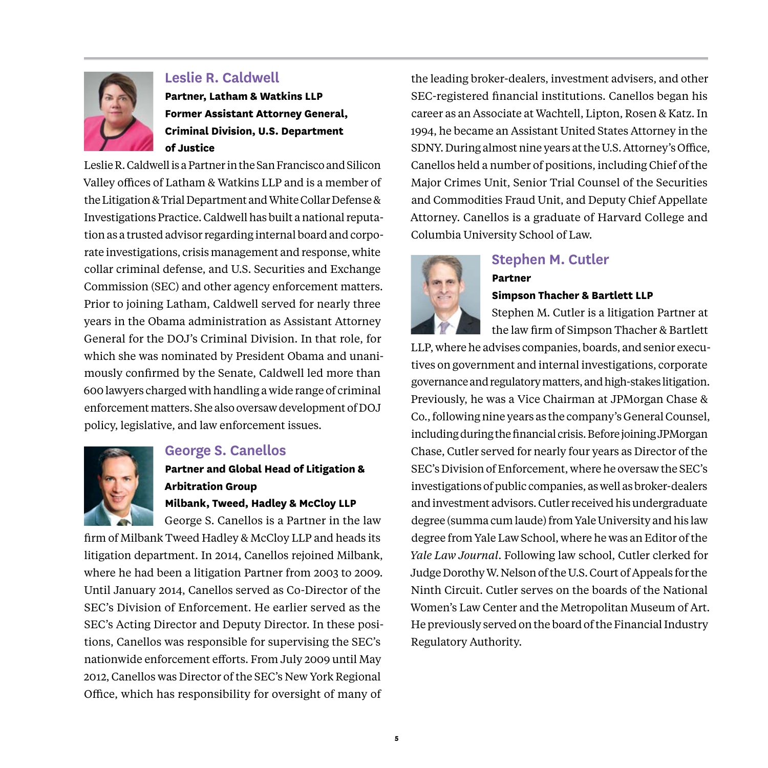## Leslie R. Caldwell

**Partner, Latham & Watkins LLP**
**Former Assistant Attorney General, Criminal Division, U.S. Department of Justice**

Leslie R. Caldwell is a Partner in the San Francisco and Silicon Valley offices of Latham & Watkins LLP and is a member of the Litigation & Trial Department and White Collar Defense & Investigations Practice. Caldwell has built a national reputation as a trusted advisor regarding internal board and corporate investigations, crisis management and response, white collar criminal defense, and U.S. Securities and Exchange Commission (SEC) and other agency enforcement matters. Prior to joining Latham, Caldwell served for nearly three years in the Obama administration as Assistant Attorney General for the DOJ's Criminal Division. In that role, for which she was nominated by President Obama and unanimously confirmed by the Senate, Caldwell led more than 600 lawyers charged with handling a wide range of criminal enforcement matters. She also oversaw development of DOJ policy, legislative, and law enforcement issues.

## George S. Canellos

**Partner and Global Head of Litigation & Arbitration Group**
**Milbank, Tweed, Hadley & McCloy LLP**

George S. Canellos is a Partner in the law firm of Milbank Tweed Hadley & McCloy LLP and heads its litigation department. In 2014, Canellos rejoined Milbank, where he had been a litigation Partner from 2003 to 2009. Until January 2014, Canellos served as Co-Director of the SEC's Division of Enforcement. He earlier served as the SEC's Acting Director and Deputy Director. In these positions, Canellos was responsible for supervising the SEC's nationwide enforcement efforts. From July 2009 until May 2012, Canellos was Director of the SEC's New York Regional Office, which has responsibility for oversight of many of the leading broker-dealers, investment advisers, and other SEC-registered financial institutions. Canellos began his career as an Associate at Wachtell, Lipton, Rosen & Katz. In 1994, he became an Assistant United States Attorney in the SDNY. During almost nine years at the U.S. Attorney's Office, Canellos held a number of positions, including Chief of the Major Crimes Unit, Senior Trial Counsel of the Securities and Commodities Fraud Unit, and Deputy Chief Appellate Attorney. Canellos is a graduate of Harvard College and Columbia University School of Law.

## Stephen M. Cutler

**Partner**
**Simpson Thacher & Bartlett LLP**

Stephen M. Cutler is a litigation Partner at the law firm of Simpson Thacher & Bartlett LLP, where he advises companies, boards, and senior executives on government and internal investigations, corporate governance and regulatory matters, and high-stakes litigation. Previously, he was a Vice Chairman at JPMorgan Chase & Co., following nine years as the company's General Counsel, including during the financial crisis. Before joining JPMorgan Chase, Cutler served for nearly four years as Director of the SEC's Division of Enforcement, where he oversaw the SEC's investigations of public companies, as well as broker-dealers and investment advisors. Cutler received his undergraduate degree (summa cum laude) from Yale University and his law degree from Yale Law School, where he was an Editor of the *Yale Law Journal*. Following law school, Cutler clerked for Judge Dorothy W. Nelson of the U.S. Court of Appeals for the Ninth Circuit. Cutler serves on the boards of the National Women's Law Center and the Metropolitan Museum of Art. He previously served on the board of the Financial Industry Regulatory Authority.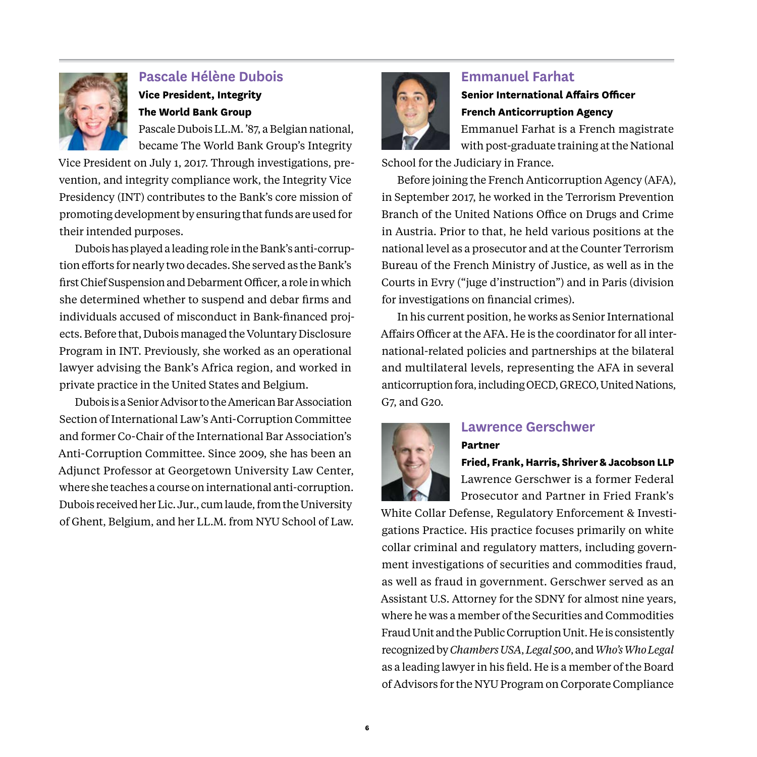## Pascale Hélène Dubois

**Vice President, Integrity**

**The World Bank Group**

Pascale Dubois LL.M. '87, a Belgian national, became The World Bank Group's Integrity Vice President on July 1, 2017. Through investigations, prevention, and integrity compliance work, the Integrity Vice Presidency (INT) contributes to the Bank's core mission of promoting development by ensuring that funds are used for their intended purposes.

Dubois has played a leading role in the Bank's anti-corruption efforts for nearly two decades. She served as the Bank's first Chief Suspension and Debarment Officer, a role in which she determined whether to suspend and debar firms and individuals accused of misconduct in Bank-financed projects. Before that, Dubois managed the Voluntary Disclosure Program in INT. Previously, she worked as an operational lawyer advising the Bank's Africa region, and worked in private practice in the United States and Belgium.

Dubois is a Senior Advisor to the American Bar Association Section of International Law's Anti-Corruption Committee and former Co-Chair of the International Bar Association's Anti-Corruption Committee. Since 2009, she has been an Adjunct Professor at Georgetown University Law Center, where she teaches a course on international anti-corruption. Dubois received her Lic. Jur., cum laude, from the University of Ghent, Belgium, and her LL.M. from NYU School of Law.

## Emmanuel Farhat

**Senior International Affairs Officer**

**French Anticorruption Agency**

Emmanuel Farhat is a French magistrate with post-graduate training at the National School for the Judiciary in France.

Before joining the French Anticorruption Agency (AFA), in September 2017, he worked in the Terrorism Prevention Branch of the United Nations Office on Drugs and Crime in Austria. Prior to that, he held various positions at the national level as a prosecutor and at the Counter Terrorism Bureau of the French Ministry of Justice, as well as in the Courts in Evry ("juge d'instruction") and in Paris (division for investigations on financial crimes).

In his current position, he works as Senior International Affairs Officer at the AFA. He is the coordinator for all international-related policies and partnerships at the bilateral and multilateral levels, representing the AFA in several anticorruption fora, including OECD, GRECO, United Nations, G7, and G20.

## Lawrence Gerschwer

**Partner**

**Fried, Frank, Harris, Shriver & Jacobson LLP**

Lawrence Gerschwer is a former Federal Prosecutor and Partner in Fried Frank's White Collar Defense, Regulatory Enforcement & Investigations Practice. His practice focuses primarily on white collar criminal and regulatory matters, including government investigations of securities and commodities fraud, as well as fraud in government. Gerschwer served as an Assistant U.S. Attorney for the SDNY for almost nine years, where he was a member of the Securities and Commodities Fraud Unit and the Public Corruption Unit. He is consistently recognized by *Chambers USA*, *Legal 500*, and *Who's Who Legal* as a leading lawyer in his field. He is a member of the Board of Advisors for the NYU Program on Corporate Compliance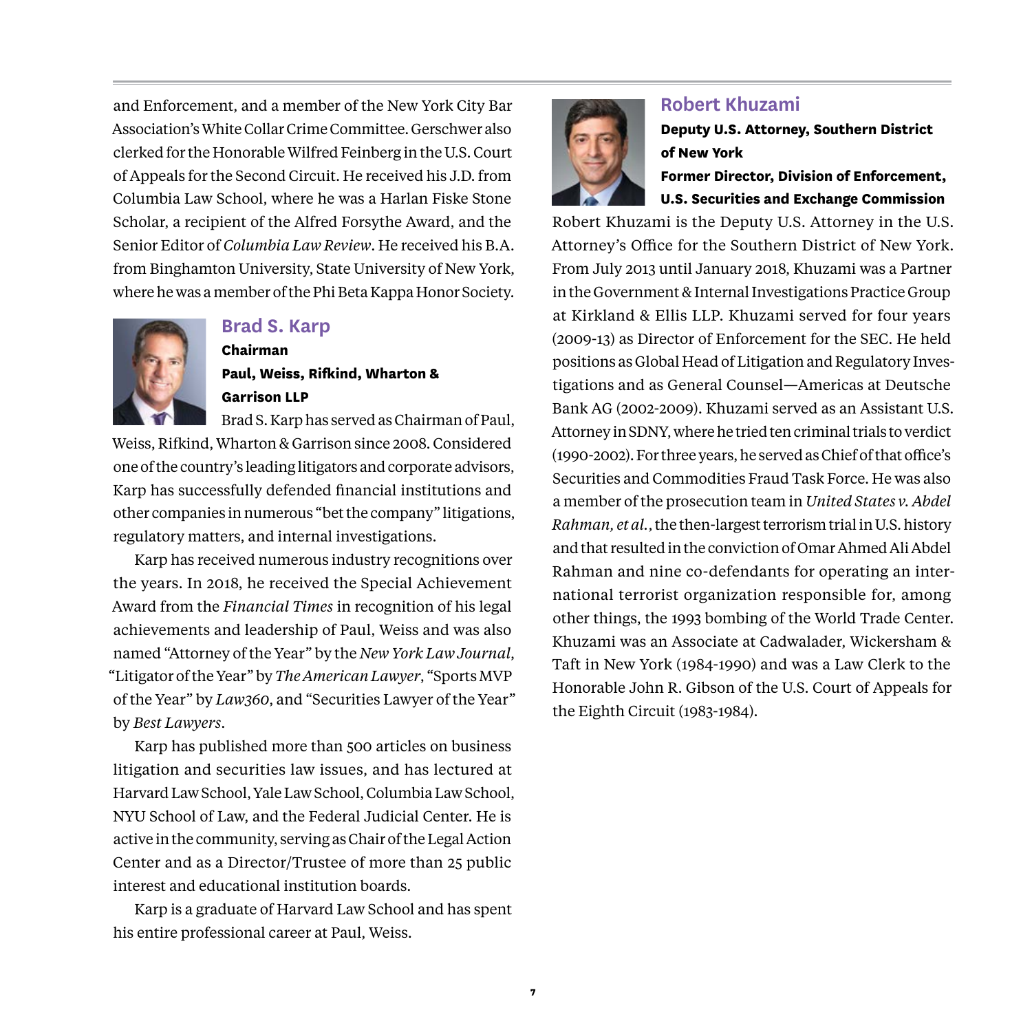and Enforcement, and a member of the New York City Bar Association's White Collar Crime Committee. Gerschwer also clerked for the Honorable Wilfred Feinberg in the U.S. Court of Appeals for the Second Circuit. He received his J.D. from Columbia Law School, where he was a Harlan Fiske Stone Scholar, a recipient of the Alfred Forsythe Award, and the Senior Editor of *Columbia Law Review*. He received his B.A. from Binghamton University, State University of New York, where he was a member of the Phi Beta Kappa Honor Society.

## Brad S. Karp

**Chairman**

**Paul, Weiss, Rifkind, Wharton & Garrison LLP**

Brad S. Karp has served as Chairman of Paul, Weiss, Rifkind, Wharton & Garrison since 2008. Considered one of the country's leading litigators and corporate advisors, Karp has successfully defended financial institutions and other companies in numerous "bet the company" litigations, regulatory matters, and internal investigations.

Karp has received numerous industry recognitions over the years. In 2018, he received the Special Achievement Award from the *Financial Times* in recognition of his legal achievements and leadership of Paul, Weiss and was also named "Attorney of the Year" by the *New York Law Journal*, "Litigator of the Year" by *The American Lawyer*, "Sports MVP of the Year" by *Law360*, and "Securities Lawyer of the Year" by *Best Lawyers*.

Karp has published more than 500 articles on business litigation and securities law issues, and has lectured at Harvard Law School, Yale Law School, Columbia Law School, NYU School of Law, and the Federal Judicial Center. He is active in the community, serving as Chair of the Legal Action Center and as a Director/Trustee of more than 25 public interest and educational institution boards.

Karp is a graduate of Harvard Law School and has spent his entire professional career at Paul, Weiss.

## Robert Khuzami

**Deputy U.S. Attorney, Southern District of New York**

**Former Director, Division of Enforcement, U.S. Securities and Exchange Commission**

Robert Khuzami is the Deputy U.S. Attorney in the U.S. Attorney's Office for the Southern District of New York. From July 2013 until January 2018, Khuzami was a Partner in the Government & Internal Investigations Practice Group at Kirkland & Ellis LLP. Khuzami served for four years (2009-13) as Director of Enforcement for the SEC. He held positions as Global Head of Litigation and Regulatory Investigations and as General Counsel—Americas at Deutsche Bank AG (2002-2009). Khuzami served as an Assistant U.S. Attorney in SDNY, where he tried ten criminal trials to verdict (1990-2002). For three years, he served as Chief of that office's Securities and Commodities Fraud Task Force. He was also a member of the prosecution team in *United States v. Abdel Rahman, et al.*, the then-largest terrorism trial in U.S. history and that resulted in the conviction of Omar Ahmed Ali Abdel Rahman and nine co-defendants for operating an international terrorist organization responsible for, among other things, the 1993 bombing of the World Trade Center. Khuzami was an Associate at Cadwalader, Wickersham & Taft in New York (1984-1990) and was a Law Clerk to the Honorable John R. Gibson of the U.S. Court of Appeals for the Eighth Circuit (1983-1984).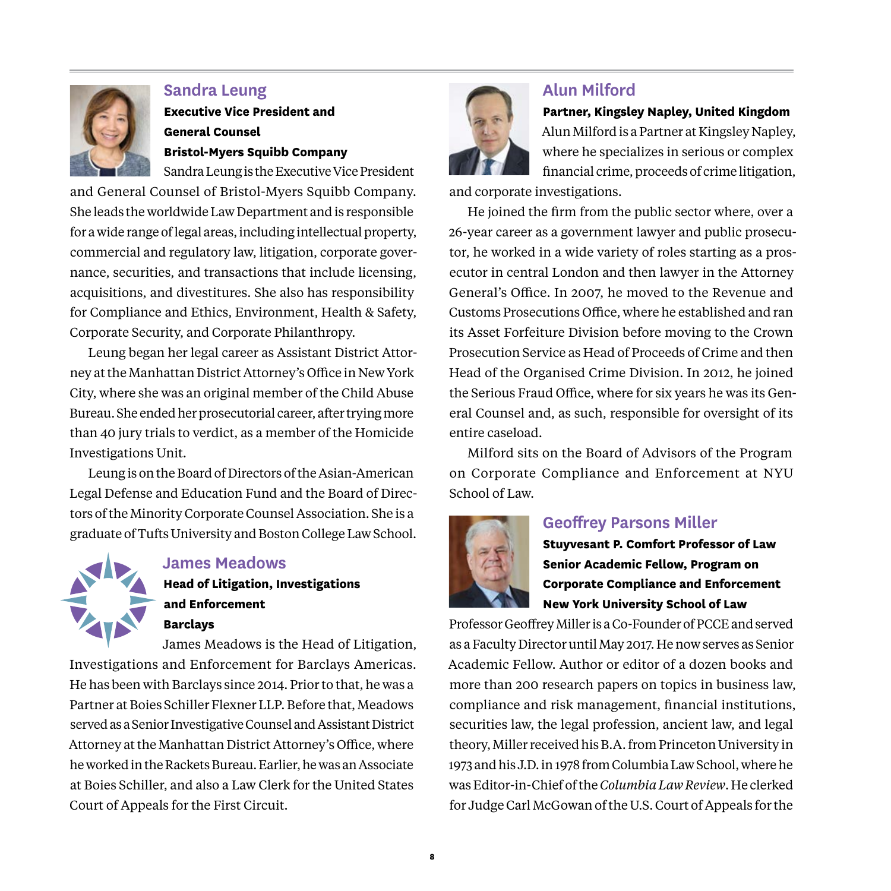### Sandra Leung

**Executive Vice President and General Counsel**
**Bristol-Myers Squibb Company**

Sandra Leung is the Executive Vice President and General Counsel of Bristol-Myers Squibb Company. She leads the worldwide Law Department and is responsible for a wide range of legal areas, including intellectual property, commercial and regulatory law, litigation, corporate governance, securities, and transactions that include licensing, acquisitions, and divestitures. She also has responsibility for Compliance and Ethics, Environment, Health & Safety, Corporate Security, and Corporate Philanthropy.

Leung began her legal career as Assistant District Attorney at the Manhattan District Attorney's Office in New York City, where she was an original member of the Child Abuse Bureau. She ended her prosecutorial career, after trying more than 40 jury trials to verdict, as a member of the Homicide Investigations Unit.

Leung is on the Board of Directors of the Asian-American Legal Defense and Education Fund and the Board of Directors of the Minority Corporate Counsel Association. She is a graduate of Tufts University and Boston College Law School.

### James Meadows

**Head of Litigation, Investigations and Enforcement**
**Barclays**

James Meadows is the Head of Litigation, Investigations and Enforcement for Barclays Americas. He has been with Barclays since 2014. Prior to that, he was a Partner at Boies Schiller Flexner LLP. Before that, Meadows served as a Senior Investigative Counsel and Assistant District Attorney at the Manhattan District Attorney's Office, where he worked in the Rackets Bureau. Earlier, he was an Associate at Boies Schiller, and also a Law Clerk for the United States Court of Appeals for the First Circuit.

### Alun Milford

**Partner, Kingsley Napley, United Kingdom**

Alun Milford is a Partner at Kingsley Napley, where he specializes in serious or complex financial crime, proceeds of crime litigation, and corporate investigations.

He joined the firm from the public sector where, over a 26-year career as a government lawyer and public prosecutor, he worked in a wide variety of roles starting as a prosecutor in central London and then lawyer in the Attorney General's Office. In 2007, he moved to the Revenue and Customs Prosecutions Office, where he established and ran its Asset Forfeiture Division before moving to the Crown Prosecution Service as Head of Proceeds of Crime and then Head of the Organised Crime Division. In 2012, he joined the Serious Fraud Office, where for six years he was its General Counsel and, as such, responsible for oversight of its entire caseload.

Milford sits on the Board of Advisors of the Program on Corporate Compliance and Enforcement at NYU School of Law.

### Geoffrey Parsons Miller

**Stuyvesant P. Comfort Professor of Law**
**Senior Academic Fellow, Program on Corporate Compliance and Enforcement**
**New York University School of Law**

Professor Geoffrey Miller is a Co-Founder of PCCE and served as a Faculty Director until May 2017. He now serves as Senior Academic Fellow. Author or editor of a dozen books and more than 200 research papers on topics in business law, compliance and risk management, financial institutions, securities law, the legal profession, ancient law, and legal theory, Miller received his B.A. from Princeton University in 1973 and his J.D. in 1978 from Columbia Law School, where he was Editor-in-Chief of the *Columbia Law Review*. He clerked for Judge Carl McGowan of the U.S. Court of Appeals for the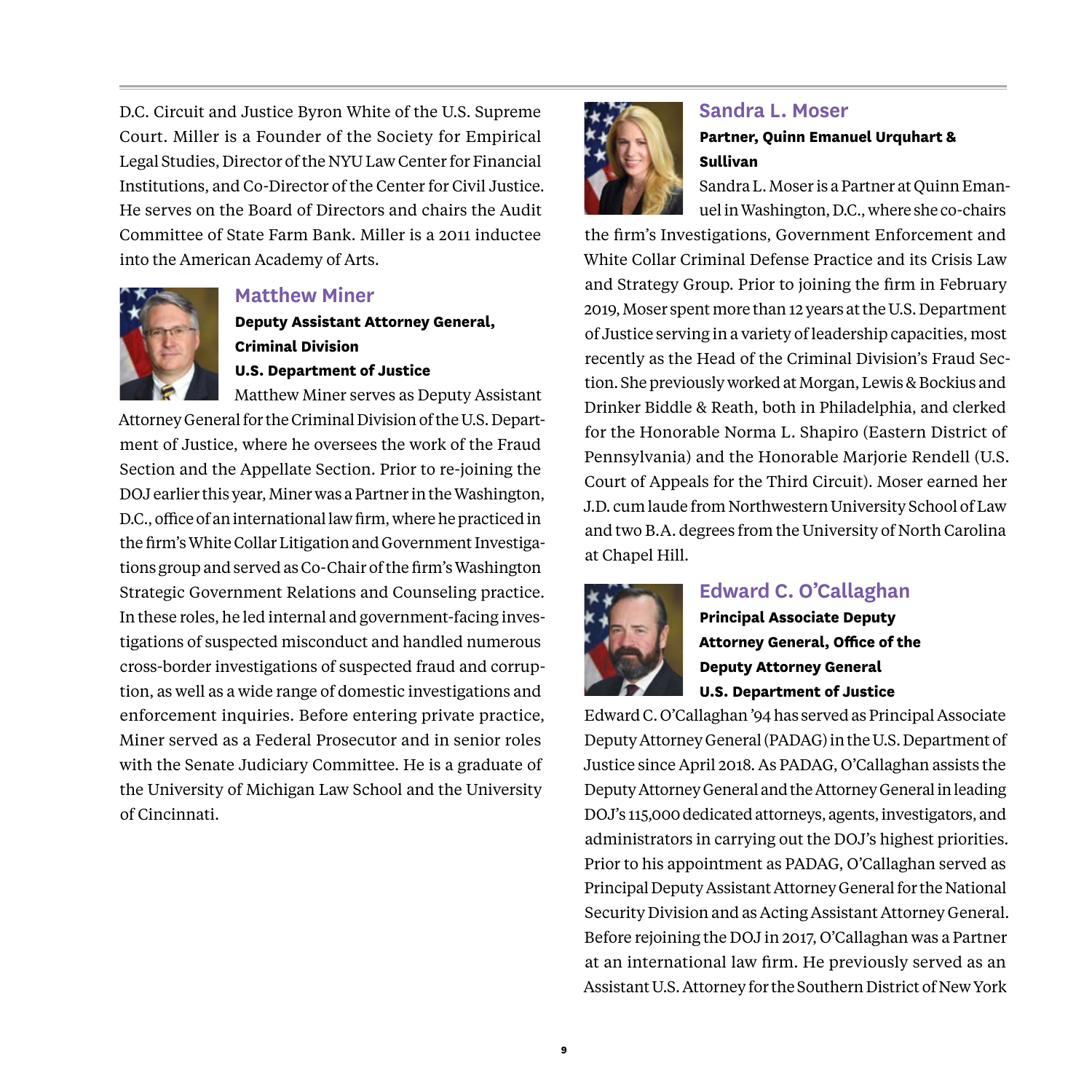D.C. Circuit and Justice Byron White of the U.S. Supreme Court. Miller is a Founder of the Society for Empirical Legal Studies, Director of the NYU Law Center for Financial Institutions, and Co-Director of the Center for Civil Justice. He serves on the Board of Directors and chairs the Audit Committee of State Farm Bank. Miller is a 2011 inductee into the American Academy of Arts.

## Matthew Miner

**Deputy Assistant Attorney General, Criminal Division**
**U.S. Department of Justice**

Matthew Miner serves as Deputy Assistant Attorney General for the Criminal Division of the U.S. Department of Justice, where he oversees the work of the Fraud Section and the Appellate Section. Prior to re-joining the DOJ earlier this year, Miner was a Partner in the Washington, D.C., office of an international law firm, where he practiced in the firm's White Collar Litigation and Government Investigations group and served as Co-Chair of the firm's Washington Strategic Government Relations and Counseling practice. In these roles, he led internal and government-facing investigations of suspected misconduct and handled numerous cross-border investigations of suspected fraud and corruption, as well as a wide range of domestic investigations and enforcement inquiries. Before entering private practice, Miner served as a Federal Prosecutor and in senior roles with the Senate Judiciary Committee. He is a graduate of the University of Michigan Law School and the University of Cincinnati.

## Sandra L. Moser

**Partner, Quinn Emanuel Urquhart & Sullivan**

Sandra L. Moser is a Partner at Quinn Emanuel in Washington, D.C., where she co-chairs the firm's Investigations, Government Enforcement and White Collar Criminal Defense Practice and its Crisis Law and Strategy Group. Prior to joining the firm in February 2019, Moser spent more than 12 years at the U.S. Department of Justice serving in a variety of leadership capacities, most recently as the Head of the Criminal Division's Fraud Section. She previously worked at Morgan, Lewis & Bockius and Drinker Biddle & Reath, both in Philadelphia, and clerked for the Honorable Norma L. Shapiro (Eastern District of Pennsylvania) and the Honorable Marjorie Rendell (U.S. Court of Appeals for the Third Circuit). Moser earned her J.D. cum laude from Northwestern University School of Law and two B.A. degrees from the University of North Carolina at Chapel Hill.

## Edward C. O'Callaghan

**Principal Associate Deputy Attorney General, Office of the Deputy Attorney General**
**U.S. Department of Justice**

Edward C. O'Callaghan '94 has served as Principal Associate Deputy Attorney General (PADAG) in the U.S. Department of Justice since April 2018. As PADAG, O'Callaghan assists the Deputy Attorney General and the Attorney General in leading DOJ's 115,000 dedicated attorneys, agents, investigators, and administrators in carrying out the DOJ's highest priorities. Prior to his appointment as PADAG, O'Callaghan served as Principal Deputy Assistant Attorney General for the National Security Division and as Acting Assistant Attorney General. Before rejoining the DOJ in 2017, O'Callaghan was a Partner at an international law firm. He previously served as an Assistant U.S. Attorney for the Southern District of New York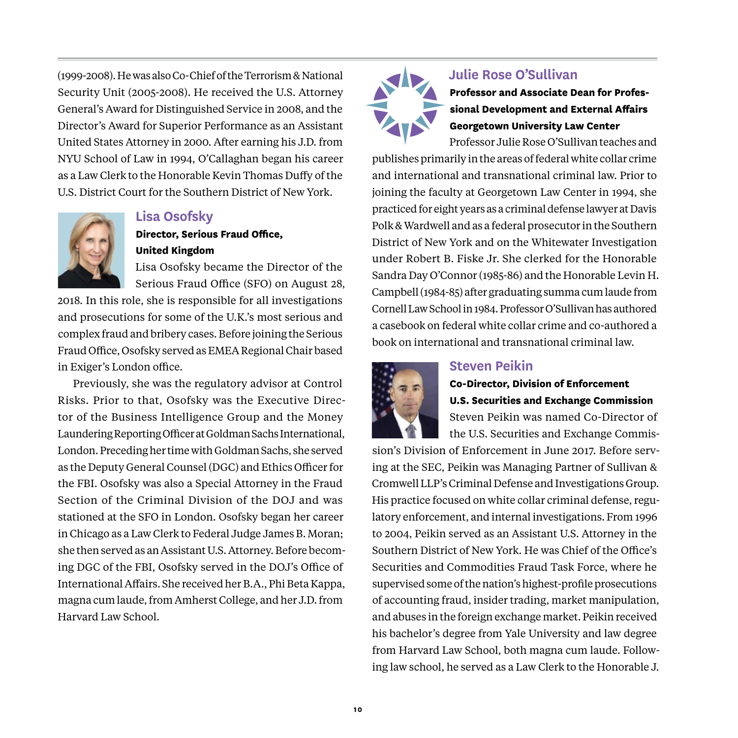(1999-2008). He was also Co-Chief of the Terrorism & National Security Unit (2005-2008). He received the U.S. Attorney General's Award for Distinguished Service in 2008, and the Director's Award for Superior Performance as an Assistant United States Attorney in 2000. After earning his J.D. from NYU School of Law in 1994, O'Callaghan began his career as a Law Clerk to the Honorable Kevin Thomas Duffy of the U.S. District Court for the Southern District of New York.

## Lisa Osofsky

**Director, Serious Fraud Office, United Kingdom**

Lisa Osofsky became the Director of the Serious Fraud Office (SFO) on August 28, 2018. In this role, she is responsible for all investigations and prosecutions for some of the U.K.'s most serious and complex fraud and bribery cases. Before joining the Serious Fraud Office, Osofsky served as EMEA Regional Chair based in Exiger's London office.

Previously, she was the regulatory advisor at Control Risks. Prior to that, Osofsky was the Executive Director of the Business Intelligence Group and the Money Laundering Reporting Officer at Goldman Sachs International, London. Preceding her time with Goldman Sachs, she served as the Deputy General Counsel (DGC) and Ethics Officer for the FBI. Osofsky was also a Special Attorney in the Fraud Section of the Criminal Division of the DOJ and was stationed at the SFO in London. Osofsky began her career in Chicago as a Law Clerk to Federal Judge James B. Moran; she then served as an Assistant U.S. Attorney. Before becoming DGC of the FBI, Osofsky served in the DOJ's Office of International Affairs. She received her B.A., Phi Beta Kappa, magna cum laude, from Amherst College, and her J.D. from Harvard Law School.

## Julie Rose O'Sullivan

**Professor and Associate Dean for Professional Development and External Affairs**
**Georgetown University Law Center**

Professor Julie Rose O'Sullivan teaches and publishes primarily in the areas of federal white collar crime and international and transnational criminal law. Prior to joining the faculty at Georgetown Law Center in 1994, she practiced for eight years as a criminal defense lawyer at Davis Polk & Wardwell and as a federal prosecutor in the Southern District of New York and on the Whitewater Investigation under Robert B. Fiske Jr. She clerked for the Honorable Sandra Day O'Connor (1985-86) and the Honorable Levin H. Campbell (1984-85) after graduating summa cum laude from Cornell Law School in 1984. Professor O'Sullivan has authored a casebook on federal white collar crime and co-authored a book on international and transnational criminal law.

## Steven Peikin

**Co-Director, Division of Enforcement**
**U.S. Securities and Exchange Commission**

Steven Peikin was named Co-Director of the U.S. Securities and Exchange Commission's Division of Enforcement in June 2017. Before serving at the SEC, Peikin was Managing Partner of Sullivan & Cromwell LLP's Criminal Defense and Investigations Group. His practice focused on white collar criminal defense, regulatory enforcement, and internal investigations. From 1996 to 2004, Peikin served as an Assistant U.S. Attorney in the Southern District of New York. He was Chief of the Office's Securities and Commodities Fraud Task Force, where he supervised some of the nation's highest-profile prosecutions of accounting fraud, insider trading, market manipulation, and abuses in the foreign exchange market. Peikin received his bachelor's degree from Yale University and law degree from Harvard Law School, both magna cum laude. Following law school, he served as a Law Clerk to the Honorable J.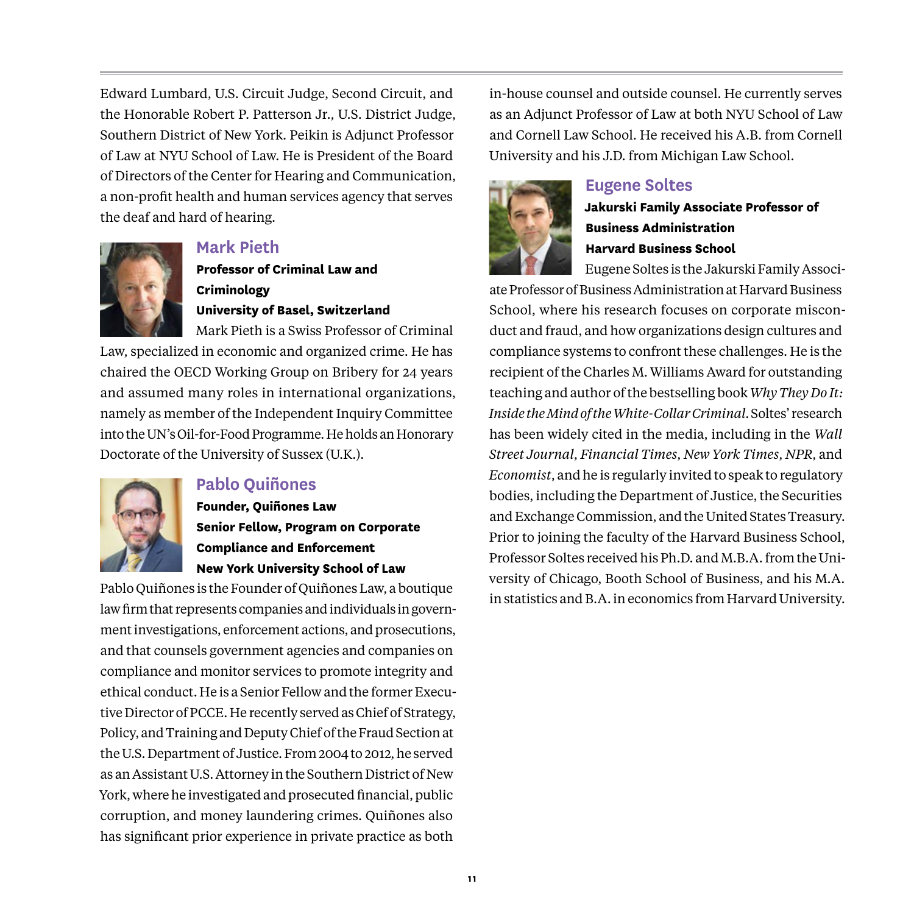Edward Lumbard, U.S. Circuit Judge, Second Circuit, and the Honorable Robert P. Patterson Jr., U.S. District Judge, Southern District of New York. Peikin is Adjunct Professor of Law at NYU School of Law. He is President of the Board of Directors of the Center for Hearing and Communication, a non-profit health and human services agency that serves the deaf and hard of hearing.

## Mark Pieth

**Professor of Criminal Law and Criminology**
**University of Basel, Switzerland**

Mark Pieth is a Swiss Professor of Criminal Law, specialized in economic and organized crime. He has chaired the OECD Working Group on Bribery for 24 years and assumed many roles in international organizations, namely as member of the Independent Inquiry Committee into the UN's Oil-for-Food Programme. He holds an Honorary Doctorate of the University of Sussex (U.K.).

## Pablo Quiñones

**Founder, Quiñones Law**
**Senior Fellow, Program on Corporate Compliance and Enforcement**
**New York University School of Law**

Pablo Quiñones is the Founder of Quiñones Law, a boutique law firm that represents companies and individuals in government investigations, enforcement actions, and prosecutions, and that counsels government agencies and companies on compliance and monitor services to promote integrity and ethical conduct. He is a Senior Fellow and the former Executive Director of PCCE. He recently served as Chief of Strategy, Policy, and Training and Deputy Chief of the Fraud Section at the U.S. Department of Justice. From 2004 to 2012, he served as an Assistant U.S. Attorney in the Southern District of New York, where he investigated and prosecuted financial, public corruption, and money laundering crimes. Quiñones also has significant prior experience in private practice as both in-house counsel and outside counsel. He currently serves as an Adjunct Professor of Law at both NYU School of Law and Cornell Law School. He received his A.B. from Cornell University and his J.D. from Michigan Law School.

## Eugene Soltes

**Jakurski Family Associate Professor of Business Administration**
**Harvard Business School**

Eugene Soltes is the Jakurski Family Associate Professor of Business Administration at Harvard Business School, where his research focuses on corporate misconduct and fraud, and how organizations design cultures and compliance systems to confront these challenges. He is the recipient of the Charles M. Williams Award for outstanding teaching and author of the bestselling book *Why They Do It: Inside the Mind of the White-Collar Criminal*. Soltes' research has been widely cited in the media, including in the *Wall Street Journal*, *Financial Times*, *New York Times*, *NPR*, and *Economist*, and he is regularly invited to speak to regulatory bodies, including the Department of Justice, the Securities and Exchange Commission, and the United States Treasury. Prior to joining the faculty of the Harvard Business School, Professor Soltes received his Ph.D. and M.B.A. from the University of Chicago, Booth School of Business, and his M.A. in statistics and B.A. in economics from Harvard University.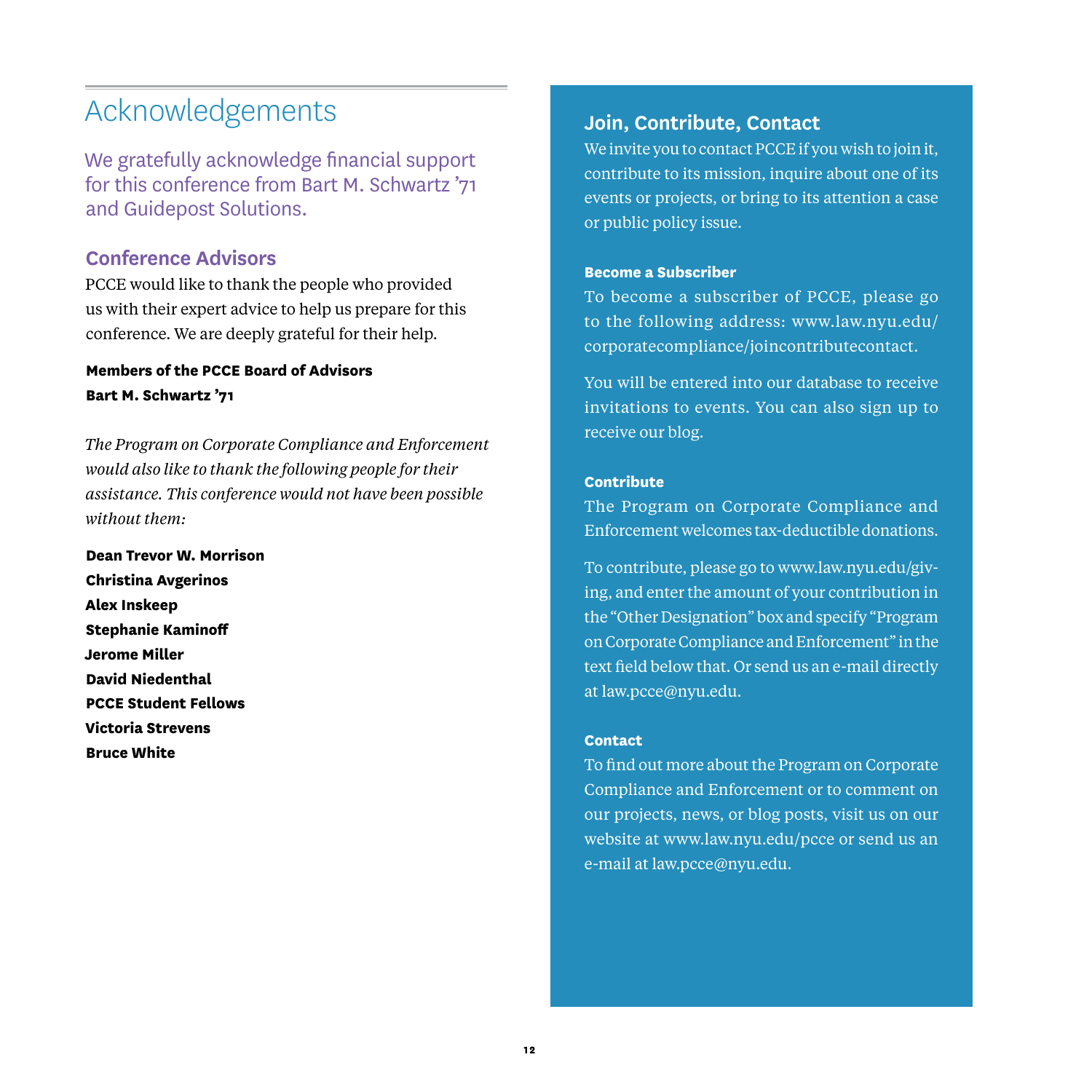# Acknowledgements

We gratefully acknowledge financial support for this conference from Bart M. Schwartz '71 and Guidepost Solutions.

## Conference Advisors

PCCE would like to thank the people who provided us with their expert advice to help us prepare for this conference. We are deeply grateful for their help.

**Members of the PCCE Board of Advisors**
**Bart M. Schwartz '71**

*The Program on Corporate Compliance and Enforcement would also like to thank the following people for their assistance. This conference would not have been possible without them:*

**Dean Trevor W. Morrison**
**Christina Avgerinos**
**Alex Inskeep**
**Stephanie Kaminoff**
**Jerome Miller**
**David Niedenthal**
**PCCE Student Fellows**
**Victoria Strevens**
**Bruce White**

## Join, Contribute, Contact

We invite you to contact PCCE if you wish to join it, contribute to its mission, inquire about one of its events or projects, or bring to its attention a case or public policy issue.

### Become a Subscriber

To become a subscriber of PCCE, please go to the following address: www.law.nyu.edu/corporatecompliance/joincontributecontact.

You will be entered into our database to receive invitations to events. You can also sign up to receive our blog.

### Contribute

The Program on Corporate Compliance and Enforcement welcomes tax-deductible donations.

To contribute, please go to www.law.nyu.edu/giving, and enter the amount of your contribution in the "Other Designation" box and specify "Program on Corporate Compliance and Enforcement" in the text field below that. Or send us an e-mail directly at law.pcce@nyu.edu.

### Contact

To find out more about the Program on Corporate Compliance and Enforcement or to comment on our projects, news, or blog posts, visit us on our website at www.law.nyu.edu/pcce or send us an e-mail at law.pcce@nyu.edu.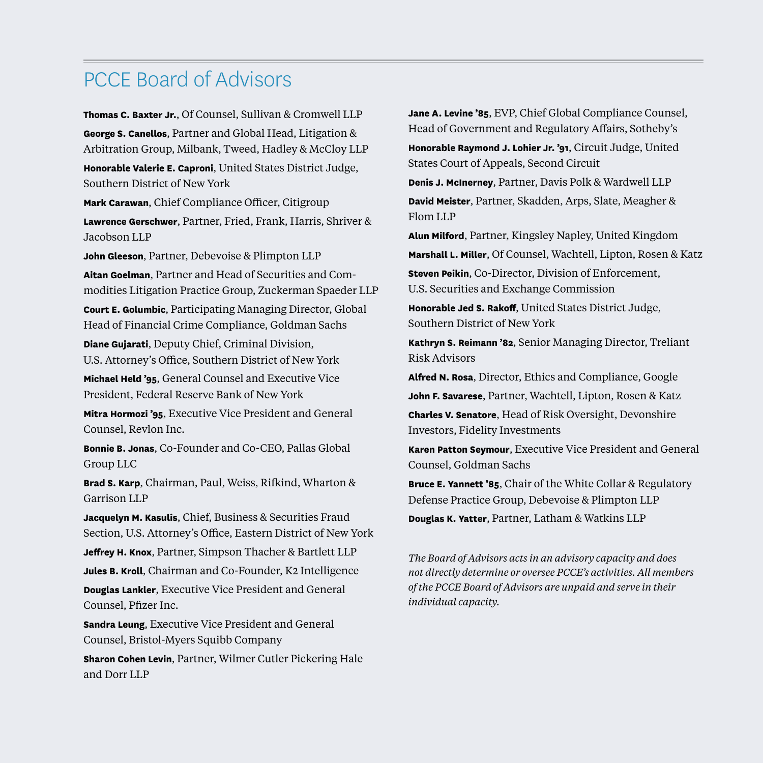# PCCE Board of Advisors

**Thomas C. Baxter Jr.**, Of Counsel, Sullivan & Cromwell LLP

**George S. Canellos**, Partner and Global Head, Litigation & Arbitration Group, Milbank, Tweed, Hadley & McCloy LLP

**Honorable Valerie E. Caproni**, United States District Judge, Southern District of New York

**Mark Carawan**, Chief Compliance Officer, Citigroup

**Lawrence Gerschwer**, Partner, Fried, Frank, Harris, Shriver & Jacobson LLP

**John Gleeson**, Partner, Debevoise & Plimpton LLP

**Aitan Goelman**, Partner and Head of Securities and Commodities Litigation Practice Group, Zuckerman Spaeder LLP

**Court E. Golumbic**, Participating Managing Director, Global Head of Financial Crime Compliance, Goldman Sachs

**Diane Gujarati**, Deputy Chief, Criminal Division, U.S. Attorney's Office, Southern District of New York

**Michael Held '95**, General Counsel and Executive Vice President, Federal Reserve Bank of New York

**Mitra Hormozi '95**, Executive Vice President and General Counsel, Revlon Inc.

**Bonnie B. Jonas**, Co-Founder and Co-CEO, Pallas Global Group LLC

**Brad S. Karp**, Chairman, Paul, Weiss, Rifkind, Wharton & Garrison LLP

**Jacquelyn M. Kasulis**, Chief, Business & Securities Fraud Section, U.S. Attorney's Office, Eastern District of New York

**Jeffrey H. Knox**, Partner, Simpson Thacher & Bartlett LLP

**Jules B. Kroll**, Chairman and Co-Founder, K2 Intelligence

**Douglas Lankler**, Executive Vice President and General Counsel, Pfizer Inc.

**Sandra Leung**, Executive Vice President and General Counsel, Bristol-Myers Squibb Company

**Sharon Cohen Levin**, Partner, Wilmer Cutler Pickering Hale and Dorr LLP

**Jane A. Levine '85**, EVP, Chief Global Compliance Counsel, Head of Government and Regulatory Affairs, Sotheby's

**Honorable Raymond J. Lohier Jr. '91**, Circuit Judge, United States Court of Appeals, Second Circuit

**Denis J. McInerney**, Partner, Davis Polk & Wardwell LLP

**David Meister**, Partner, Skadden, Arps, Slate, Meagher & Flom LLP

**Alun Milford**, Partner, Kingsley Napley, United Kingdom

**Marshall L. Miller**, Of Counsel, Wachtell, Lipton, Rosen & Katz

**Steven Peikin**, Co-Director, Division of Enforcement, U.S. Securities and Exchange Commission

**Honorable Jed S. Rakoff**, United States District Judge, Southern District of New York

**Kathryn S. Reimann '82**, Senior Managing Director, Treliant Risk Advisors

**Alfred N. Rosa**, Director, Ethics and Compliance, Google

**John F. Savarese**, Partner, Wachtell, Lipton, Rosen & Katz

**Charles V. Senatore**, Head of Risk Oversight, Devonshire Investors, Fidelity Investments

**Karen Patton Seymour**, Executive Vice President and General Counsel, Goldman Sachs

**Bruce E. Yannett '85**, Chair of the White Collar & Regulatory Defense Practice Group, Debevoise & Plimpton LLP

**Douglas K. Yatter**, Partner, Latham & Watkins LLP

*The Board of Advisors acts in an advisory capacity and does not directly determine or oversee PCCE's activities. All members of the PCCE Board of Advisors are unpaid and serve in their individual capacity.*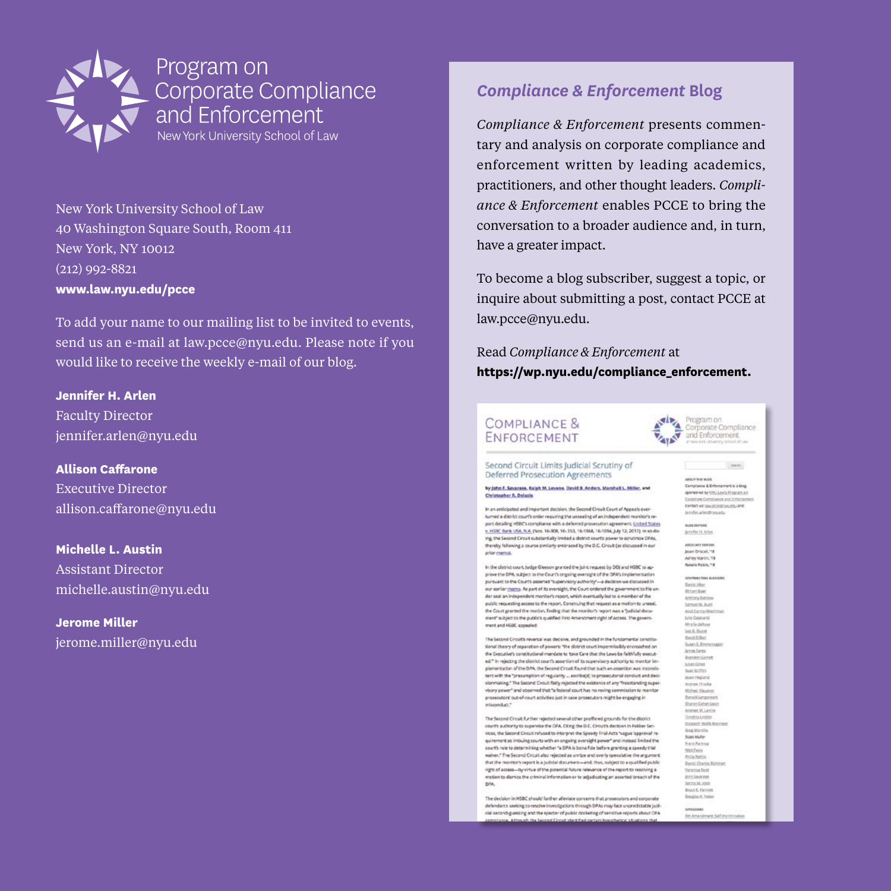# Program on Corporate Compliance and Enforcement

New York University School of Law

New York University School of Law
40 Washington Square South, Room 411
New York, NY 10012
(212) 992-8821
**www.law.nyu.edu/pcce**

To add your name to our mailing list to be invited to events, send us an e-mail at law.pcce@nyu.edu. Please note if you would like to receive the weekly e-mail of our blog.

**Jennifer H. Arlen**
Faculty Director
jennifer.arlen@nyu.edu

**Allison Caffarone**
Executive Director
allison.caffarone@nyu.edu

**Michelle L. Austin**
Assistant Director
michelle.austin@nyu.edu

**Jerome Miller**
jerome.miller@nyu.edu

## *Compliance & Enforcement* Blog

*Compliance & Enforcement* presents commentary and analysis on corporate compliance and enforcement written by leading academics, practitioners, and other thought leaders. *Compliance & Enforcement* enables PCCE to bring the conversation to a broader audience and, in turn, have a greater impact.

To become a blog subscriber, suggest a topic, or inquire about submitting a post, contact PCCE at law.pcce@nyu.edu.

Read *Compliance & Enforcement* at **https://wp.nyu.edu/compliance_enforcement.**